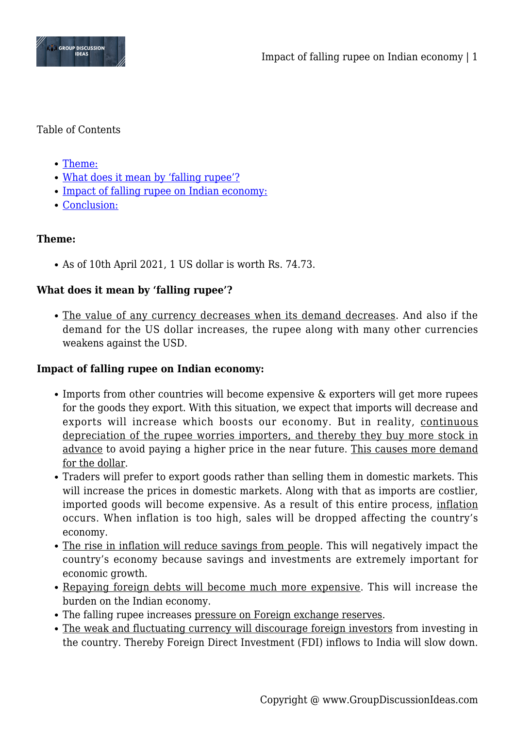Table of Contents

- Theme:
- What does it mean by 'falling rupee'?
- Impact of falling rupee on Indian economy:
- Conclusion:

**Theme:**

- As of 10th April 2021, 1 US dollar is worth Rs. 74.73.

**What does it mean by 'falling rupee'?**

- The value of any currency decreases when its demand decreases. And also if the demand for the US dollar increases, the rupee along with many other currencies weakens against the USD.

**Impact of falling rupee on Indian economy:**

- Imports from other countries will become expensive & exporters will get more rupees for the goods they export. With this situation, we expect that imports will decrease and exports will increase which boosts our economy. But in reality, continuous depreciation of the rupee worries importers, and thereby they buy more stock in advance to avoid paying a higher price in the near future. This causes more demand for the dollar.
- Traders will prefer to export goods rather than selling them in domestic markets. This will increase the prices in domestic markets. Along with that as imports are costlier, imported goods will become expensive. As a result of this entire process, inflation occurs. When inflation is too high, sales will be dropped affecting the country's economy.
- The rise in inflation will reduce savings from people. This will negatively impact the country's economy because savings and investments are extremely important for economic growth.
- Repaying foreign debts will become much more expensive. This will increase the burden on the Indian economy.
- The falling rupee increases pressure on Foreign exchange reserves.
- The weak and fluctuating currency will discourage foreign investors from investing in the country. Thereby Foreign Direct Investment (FDI) inflows to India will slow down.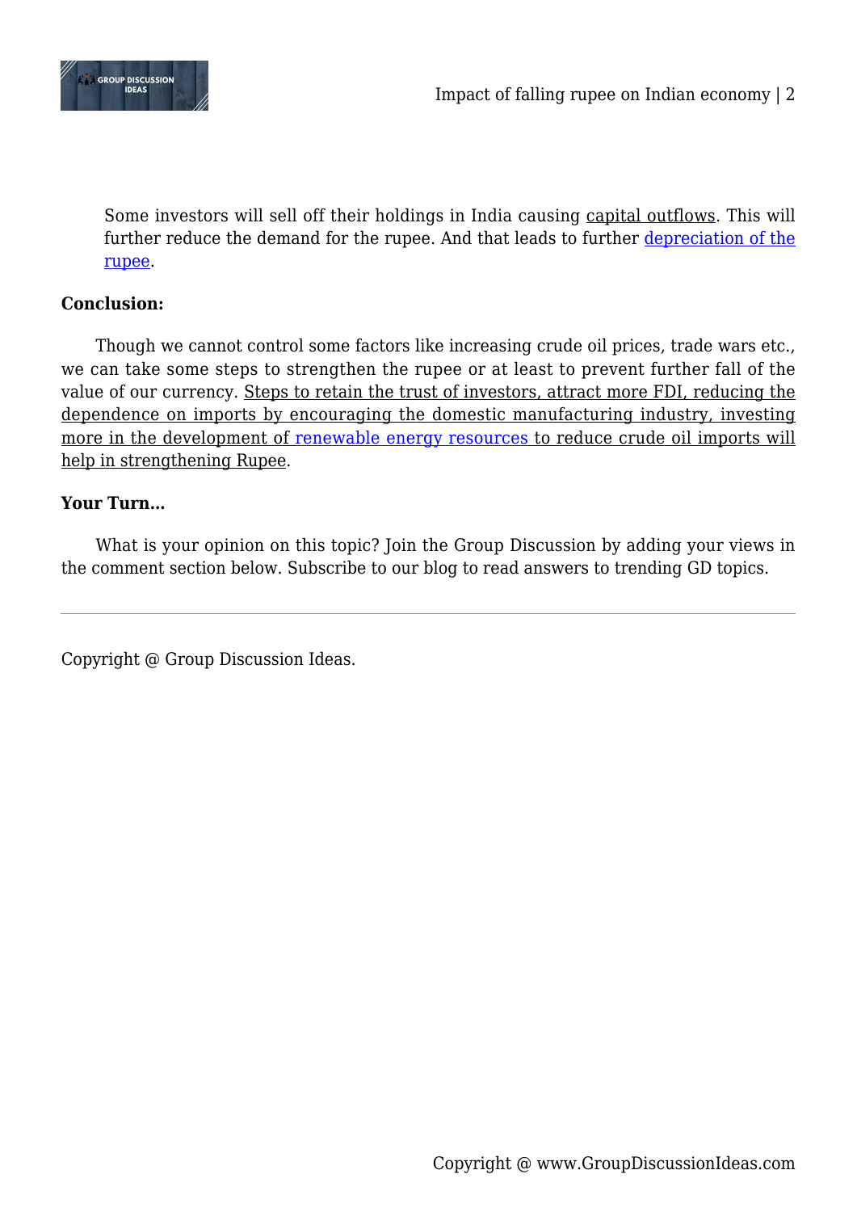Some investors will sell off their holdings in India causing capital outflows. This will further reduce the demand for the rupee. And that leads to further depreciation of the rupee.

**Conclusion:**

Though we cannot control some factors like increasing crude oil prices, trade wars etc., we can take some steps to strengthen the rupee or at least to prevent further fall of the value of our currency. Steps to retain the trust of investors, attract more FDI, reducing the dependence on imports by encouraging the domestic manufacturing industry, investing more in the development of renewable energy resources to reduce crude oil imports will help in strengthening Rupee.

**Your Turn…**

What is your opinion on this topic? Join the Group Discussion by adding your views in the comment section below. Subscribe to our blog to read answers to trending GD topics.

---

Copyright @ Group Discussion Ideas.